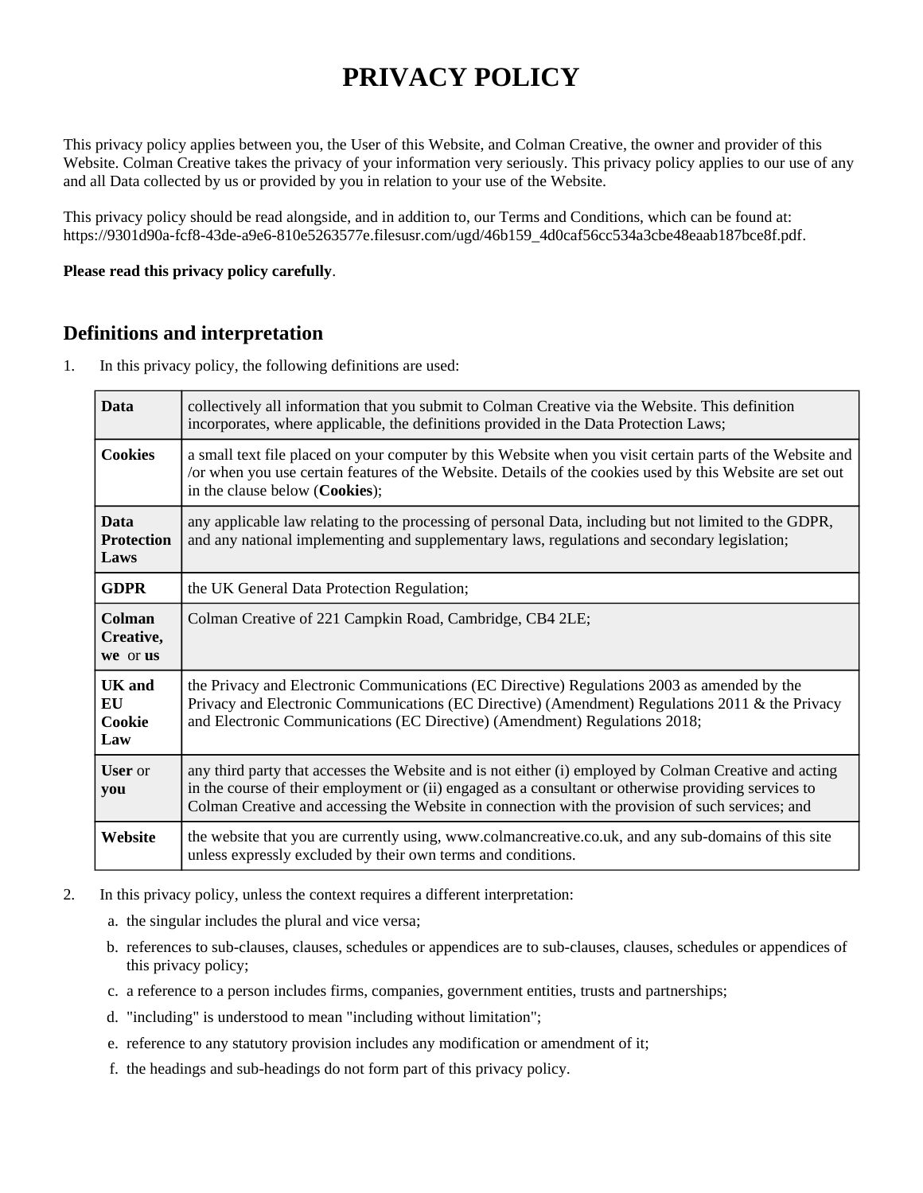# PRIVACY POLICY

This privacy policy applies between you, the User of this Website, and Colman Creative, the owner and provider of this Website. Colman Creative takes the privacy of your information very seriously. This privacy policy applies to our use of any and all Data collected by us or provided by you in relation to your use of the Website.

This privacy policy should be read alongside, and in addition to, our Terms and Conditions, which can be found at: https://9301d90a-fcf8-43de-a9e6-810e5263577e.filesusr.com/ugd/46b159_4d0caf56cc534a3cbe48eaab187bce8f.pdf.

**Please read this privacy policy carefully**.

## Definitions and interpretation

1. In this privacy policy, the following definitions are used:

| | |
|---|---|
| **Data** | collectively all information that you submit to Colman Creative via the Website. This definition incorporates, where applicable, the definitions provided in the Data Protection Laws; |
| **Cookies** | a small text file placed on your computer by this Website when you visit certain parts of the Website and /or when you use certain features of the Website. Details of the cookies used by this Website are set out in the clause below (**Cookies**); |
| **Data Protection Laws** | any applicable law relating to the processing of personal Data, including but not limited to the GDPR, and any national implementing and supplementary laws, regulations and secondary legislation; |
| **GDPR** | the UK General Data Protection Regulation; |
| **Colman Creative, we** or **us** | Colman Creative of 221 Campkin Road, Cambridge, CB4 2LE; |
| **UK and EU Cookie Law** | the Privacy and Electronic Communications (EC Directive) Regulations 2003 as amended by the Privacy and Electronic Communications (EC Directive) (Amendment) Regulations 2011 & the Privacy and Electronic Communications (EC Directive) (Amendment) Regulations 2018; |
| **User** or **you** | any third party that accesses the Website and is not either (i) employed by Colman Creative and acting in the course of their employment or (ii) engaged as a consultant or otherwise providing services to Colman Creative and accessing the Website in connection with the provision of such services; and |
| **Website** | the website that you are currently using, www.colmancreative.co.uk, and any sub-domains of this site unless expressly excluded by their own terms and conditions. |

2. In this privacy policy, unless the context requires a different interpretation:
   a. the singular includes the plural and vice versa;
   b. references to sub-clauses, clauses, schedules or appendices are to sub-clauses, clauses, schedules or appendices of this privacy policy;
   c. a reference to a person includes firms, companies, government entities, trusts and partnerships;
   d. "including" is understood to mean "including without limitation";
   e. reference to any statutory provision includes any modification or amendment of it;
   f. the headings and sub-headings do not form part of this privacy policy.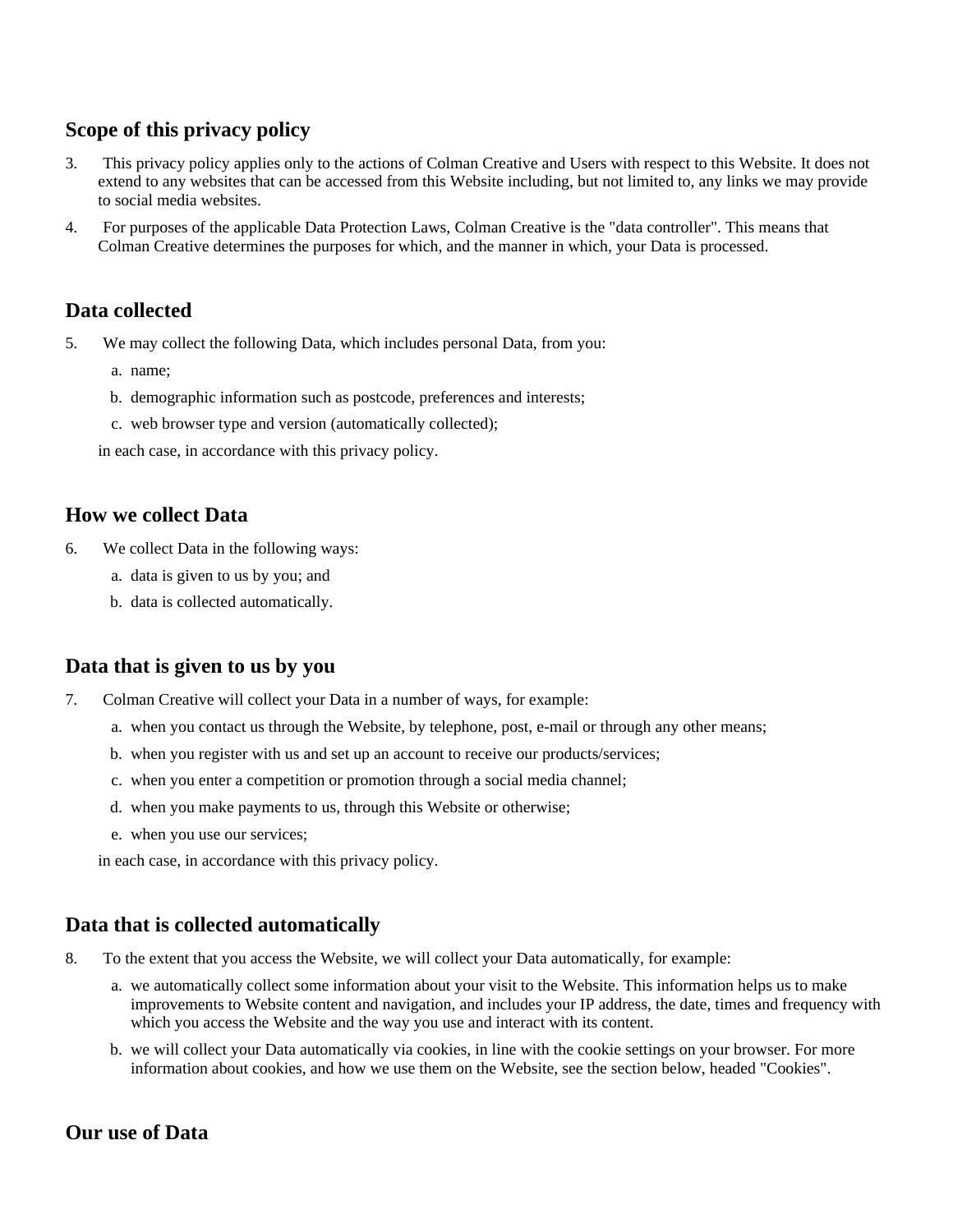## Scope of this privacy policy

3. This privacy policy applies only to the actions of Colman Creative and Users with respect to this Website. It does not extend to any websites that can be accessed from this Website including, but not limited to, any links we may provide to social media websites.
4. For purposes of the applicable Data Protection Laws, Colman Creative is the "data controller". This means that Colman Creative determines the purposes for which, and the manner in which, your Data is processed.

## Data collected

5. We may collect the following Data, which includes personal Data, from you:
   a. name;
   b. demographic information such as postcode, preferences and interests;
   c. web browser type and version (automatically collected);

   in each case, in accordance with this privacy policy.

## How we collect Data

6. We collect Data in the following ways:
   a. data is given to us by you; and
   b. data is collected automatically.

## Data that is given to us by you

7. Colman Creative will collect your Data in a number of ways, for example:
   a. when you contact us through the Website, by telephone, post, e-mail or through any other means;
   b. when you register with us and set up an account to receive our products/services;
   c. when you enter a competition or promotion through a social media channel;
   d. when you make payments to us, through this Website or otherwise;
   e. when you use our services;

   in each case, in accordance with this privacy policy.

## Data that is collected automatically

8. To the extent that you access the Website, we will collect your Data automatically, for example:
   a. we automatically collect some information about your visit to the Website. This information helps us to make improvements to Website content and navigation, and includes your IP address, the date, times and frequency with which you access the Website and the way you use and interact with its content.
   b. we will collect your Data automatically via cookies, in line with the cookie settings on your browser. For more information about cookies, and how we use them on the Website, see the section below, headed "Cookies".

## Our use of Data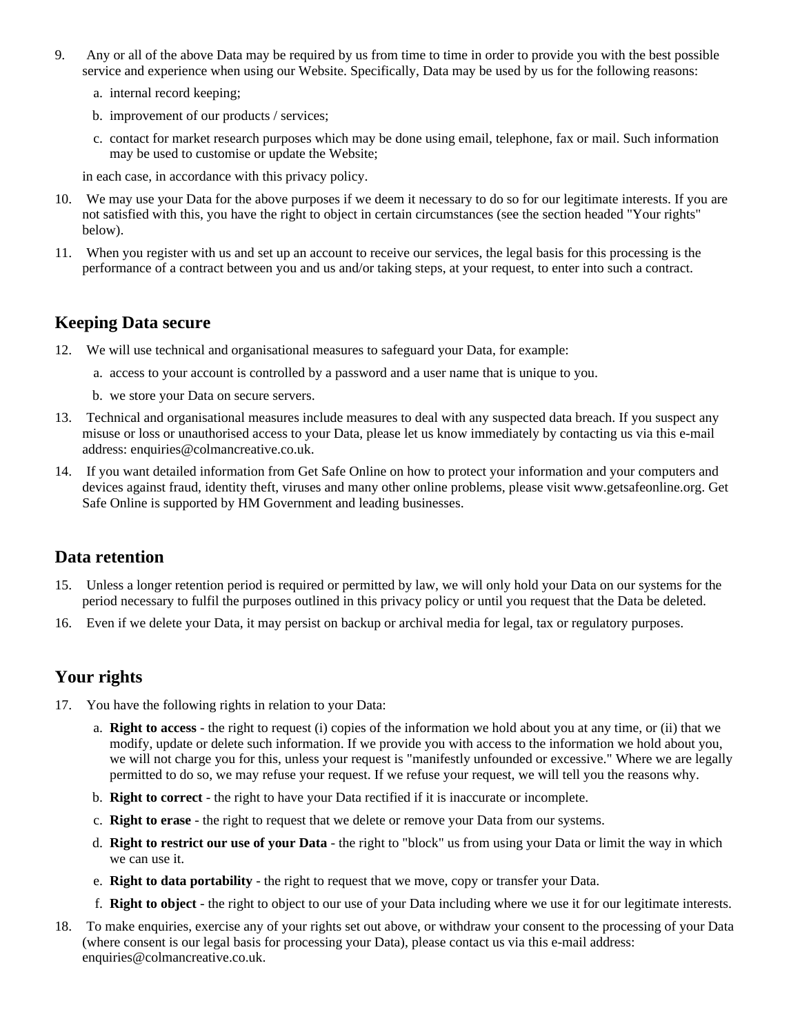9. Any or all of the above Data may be required by us from time to time in order to provide you with the best possible service and experience when using our Website. Specifically, Data may be used by us for the following reasons:

    a. internal record keeping;

    b. improvement of our products / services;

    c. contact for market research purposes which may be done using email, telephone, fax or mail. Such information may be used to customise or update the Website;

    in each case, in accordance with this privacy policy.

10. We may use your Data for the above purposes if we deem it necessary to do so for our legitimate interests. If you are not satisfied with this, you have the right to object in certain circumstances (see the section headed "Your rights" below).

11. When you register with us and set up an account to receive our services, the legal basis for this processing is the performance of a contract between you and us and/or taking steps, at your request, to enter into such a contract.

## Keeping Data secure

12. We will use technical and organisational measures to safeguard your Data, for example:

    a. access to your account is controlled by a password and a user name that is unique to you.

    b. we store your Data on secure servers.

13. Technical and organisational measures include measures to deal with any suspected data breach. If you suspect any misuse or loss or unauthorised access to your Data, please let us know immediately by contacting us via this e-mail address: enquiries@colmancreative.co.uk.

14. If you want detailed information from Get Safe Online on how to protect your information and your computers and devices against fraud, identity theft, viruses and many other online problems, please visit www.getsafeonline.org. Get Safe Online is supported by HM Government and leading businesses.

## Data retention

15. Unless a longer retention period is required or permitted by law, we will only hold your Data on our systems for the period necessary to fulfil the purposes outlined in this privacy policy or until you request that the Data be deleted.

16. Even if we delete your Data, it may persist on backup or archival media for legal, tax or regulatory purposes.

## Your rights

17. You have the following rights in relation to your Data:

    a. **Right to access** - the right to request (i) copies of the information we hold about you at any time, or (ii) that we modify, update or delete such information. If we provide you with access to the information we hold about you, we will not charge you for this, unless your request is "manifestly unfounded or excessive." Where we are legally permitted to do so, we may refuse your request. If we refuse your request, we will tell you the reasons why.

    b. **Right to correct** - the right to have your Data rectified if it is inaccurate or incomplete.

    c. **Right to erase** - the right to request that we delete or remove your Data from our systems.

    d. **Right to restrict our use of your Data** - the right to "block" us from using your Data or limit the way in which we can use it.

    e. **Right to data portability** - the right to request that we move, copy or transfer your Data.

    f. **Right to object** - the right to object to our use of your Data including where we use it for our legitimate interests.

18. To make enquiries, exercise any of your rights set out above, or withdraw your consent to the processing of your Data (where consent is our legal basis for processing your Data), please contact us via this e-mail address: enquiries@colmancreative.co.uk.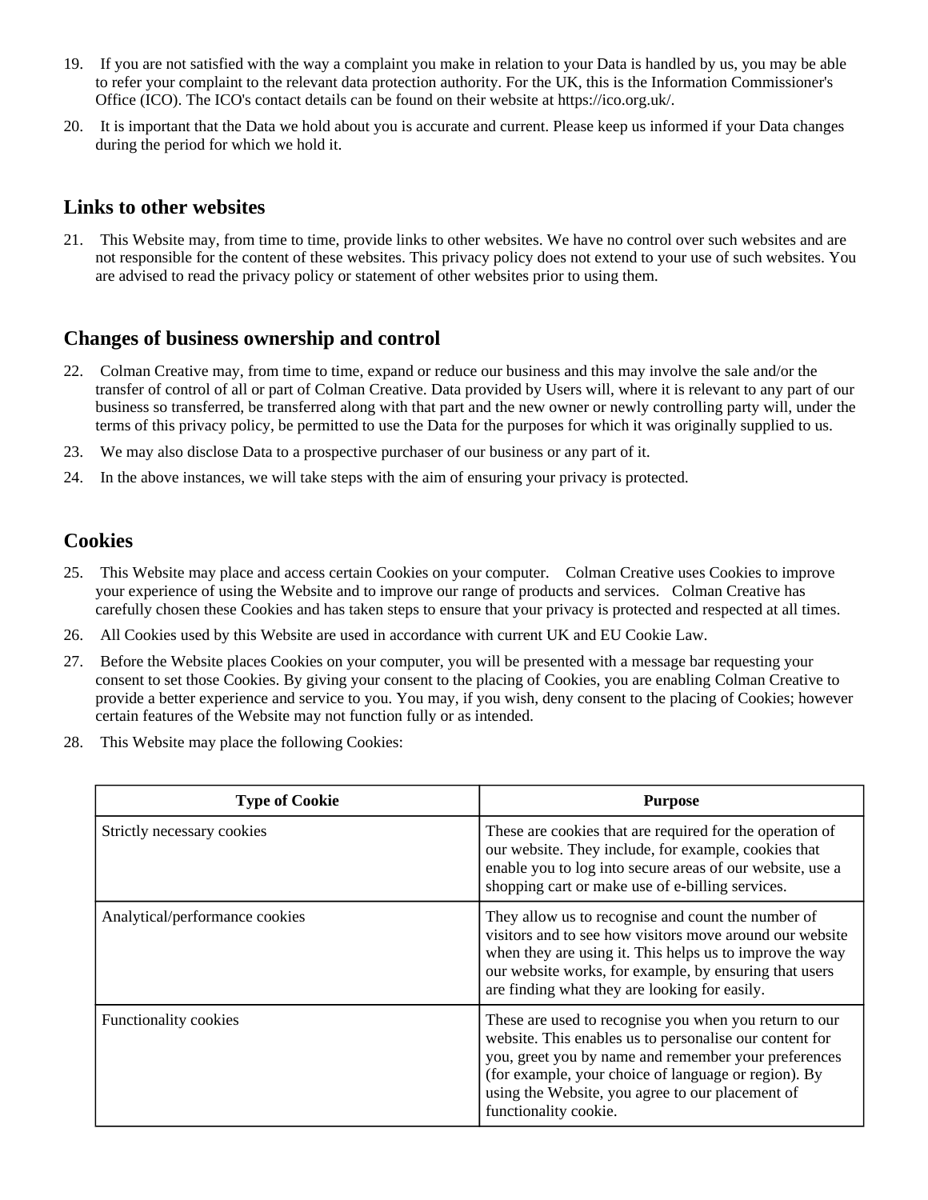19. If you are not satisfied with the way a complaint you make in relation to your Data is handled by us, you may be able to refer your complaint to the relevant data protection authority. For the UK, this is the Information Commissioner's Office (ICO). The ICO's contact details can be found on their website at https://ico.org.uk/.

20. It is important that the Data we hold about you is accurate and current. Please keep us informed if your Data changes during the period for which we hold it.

## Links to other websites

21. This Website may, from time to time, provide links to other websites. We have no control over such websites and are not responsible for the content of these websites. This privacy policy does not extend to your use of such websites. You are advised to read the privacy policy or statement of other websites prior to using them.

## Changes of business ownership and control

22. Colman Creative may, from time to time, expand or reduce our business and this may involve the sale and/or the transfer of control of all or part of Colman Creative. Data provided by Users will, where it is relevant to any part of our business so transferred, be transferred along with that part and the new owner or newly controlling party will, under the terms of this privacy policy, be permitted to use the Data for the purposes for which it was originally supplied to us.

23. We may also disclose Data to a prospective purchaser of our business or any part of it.

24. In the above instances, we will take steps with the aim of ensuring your privacy is protected.

## Cookies

25. This Website may place and access certain Cookies on your computer. Colman Creative uses Cookies to improve your experience of using the Website and to improve our range of products and services. Colman Creative has carefully chosen these Cookies and has taken steps to ensure that your privacy is protected and respected at all times.

26. All Cookies used by this Website are used in accordance with current UK and EU Cookie Law.

27. Before the Website places Cookies on your computer, you will be presented with a message bar requesting your consent to set those Cookies. By giving your consent to the placing of Cookies, you are enabling Colman Creative to provide a better experience and service to you. You may, if you wish, deny consent to the placing of Cookies; however certain features of the Website may not function fully or as intended.

28. This Website may place the following Cookies:

| Type of Cookie | Purpose |
|---|---|
| Strictly necessary cookies | These are cookies that are required for the operation of our website. They include, for example, cookies that enable you to log into secure areas of our website, use a shopping cart or make use of e-billing services. |
| Analytical/performance cookies | They allow us to recognise and count the number of visitors and to see how visitors move around our website when they are using it. This helps us to improve the way our website works, for example, by ensuring that users are finding what they are looking for easily. |
| Functionality cookies | These are used to recognise you when you return to our website. This enables us to personalise our content for you, greet you by name and remember your preferences (for example, your choice of language or region). By using the Website, you agree to our placement of functionality cookie. |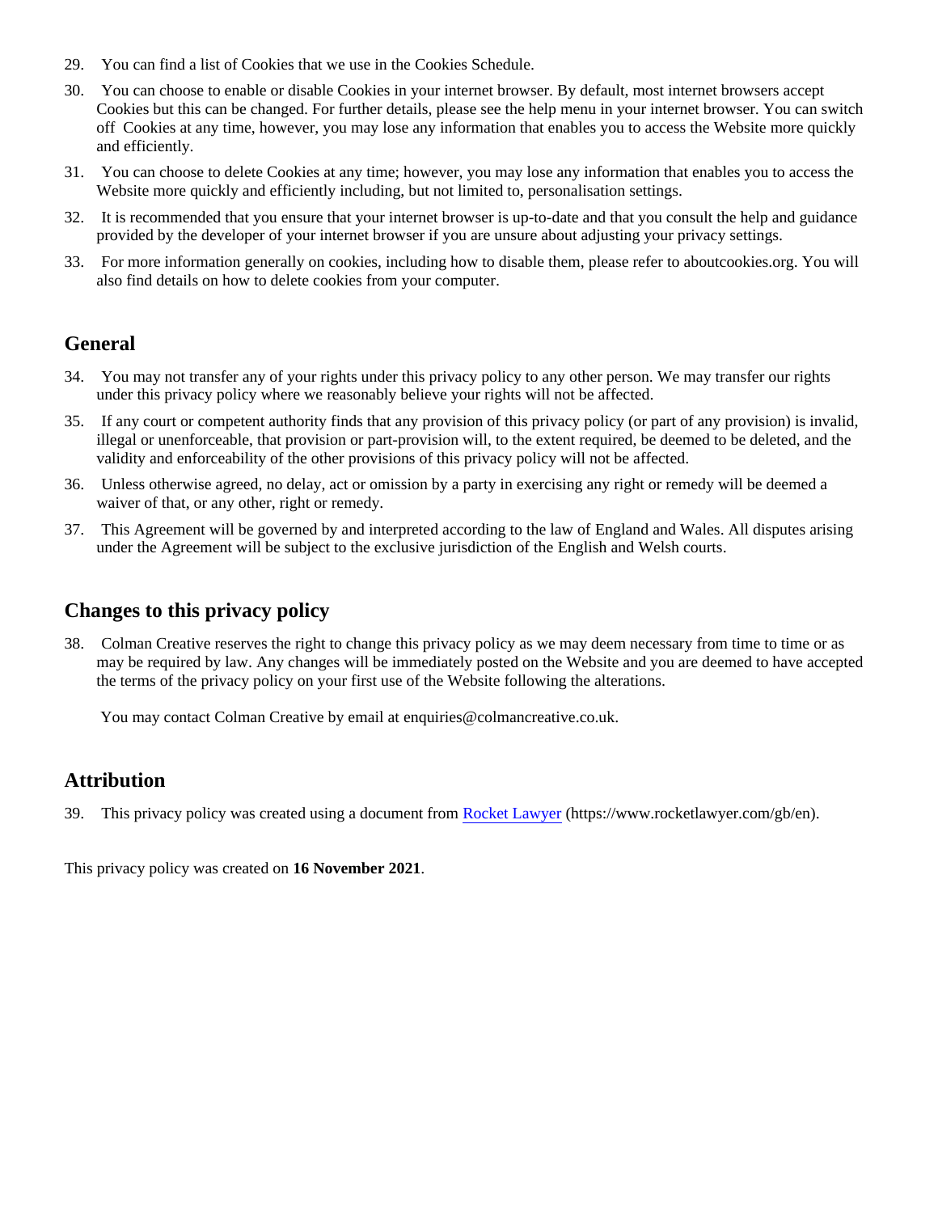29. You can find a list of Cookies that we use in the Cookies Schedule.
30. You can choose to enable or disable Cookies in your internet browser. By default, most internet browsers accept Cookies but this can be changed. For further details, please see the help menu in your internet browser. You can switch off Cookies at any time, however, you may lose any information that enables you to access the Website more quickly and efficiently.
31. You can choose to delete Cookies at any time; however, you may lose any information that enables you to access the Website more quickly and efficiently including, but not limited to, personalisation settings.
32. It is recommended that you ensure that your internet browser is up-to-date and that you consult the help and guidance provided by the developer of your internet browser if you are unsure about adjusting your privacy settings.
33. For more information generally on cookies, including how to disable them, please refer to aboutcookies.org. You will also find details on how to delete cookies from your computer.

## General

34. You may not transfer any of your rights under this privacy policy to any other person. We may transfer our rights under this privacy policy where we reasonably believe your rights will not be affected.
35. If any court or competent authority finds that any provision of this privacy policy (or part of any provision) is invalid, illegal or unenforceable, that provision or part-provision will, to the extent required, be deemed to be deleted, and the validity and enforceability of the other provisions of this privacy policy will not be affected.
36. Unless otherwise agreed, no delay, act or omission by a party in exercising any right or remedy will be deemed a waiver of that, or any other, right or remedy.
37. This Agreement will be governed by and interpreted according to the law of England and Wales. All disputes arising under the Agreement will be subject to the exclusive jurisdiction of the English and Welsh courts.

## Changes to this privacy policy

38. Colman Creative reserves the right to change this privacy policy as we may deem necessary from time to time or as may be required by law. Any changes will be immediately posted on the Website and you are deemed to have accepted the terms of the privacy policy on your first use of the Website following the alterations.

    You may contact Colman Creative by email at enquiries@colmancreative.co.uk.

## Attribution

39. This privacy policy was created using a document from [Rocket Lawyer](https://www.rocketlawyer.com/gb/en) (https://www.rocketlawyer.com/gb/en).

This privacy policy was created on **16 November 2021**.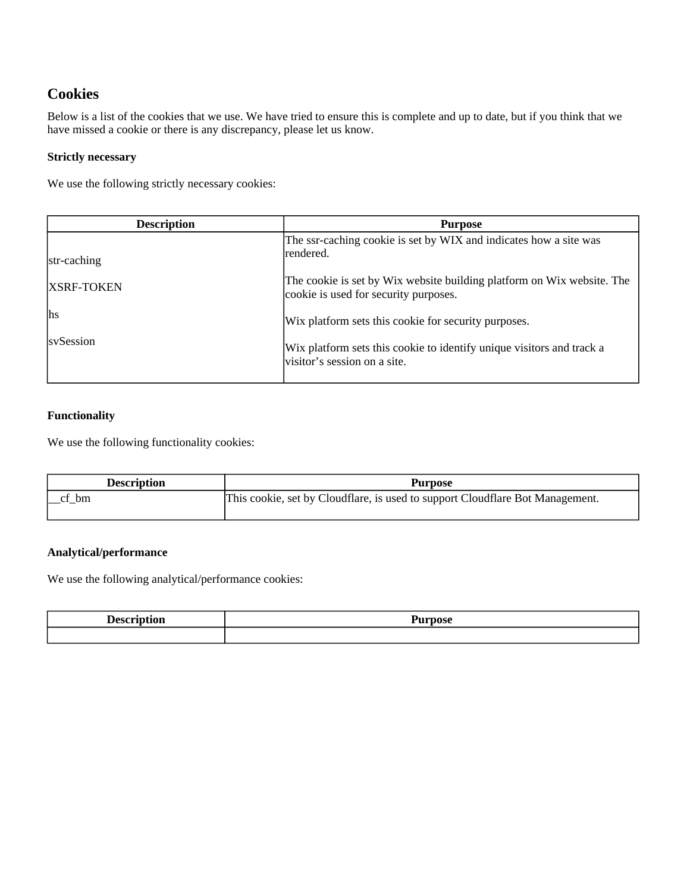## Cookies

Below is a list of the cookies that we use. We have tried to ensure this is complete and up to date, but if you think that we have missed a cookie or there is any discrepancy, please let us know.

**Strictly necessary**

We use the following strictly necessary cookies:

| Description | Purpose |
|---|---|
| str-caching | The ssr-caching cookie is set by WIX and indicates how a site was rendered. |
| XSRF-TOKEN | The cookie is set by Wix website building platform on Wix website. The cookie is used for security purposes. |
| hs | Wix platform sets this cookie for security purposes. |
| svSession | Wix platform sets this cookie to identify unique visitors and track a visitor's session on a site. |

**Functionality**

We use the following functionality cookies:

| Description | Purpose |
|---|---|
| __cf_bm | This cookie, set by Cloudflare, is used to support Cloudflare Bot Management. |

**Analytical/performance**

We use the following analytical/performance cookies:

| Description | Purpose |
|---|---|
| | |